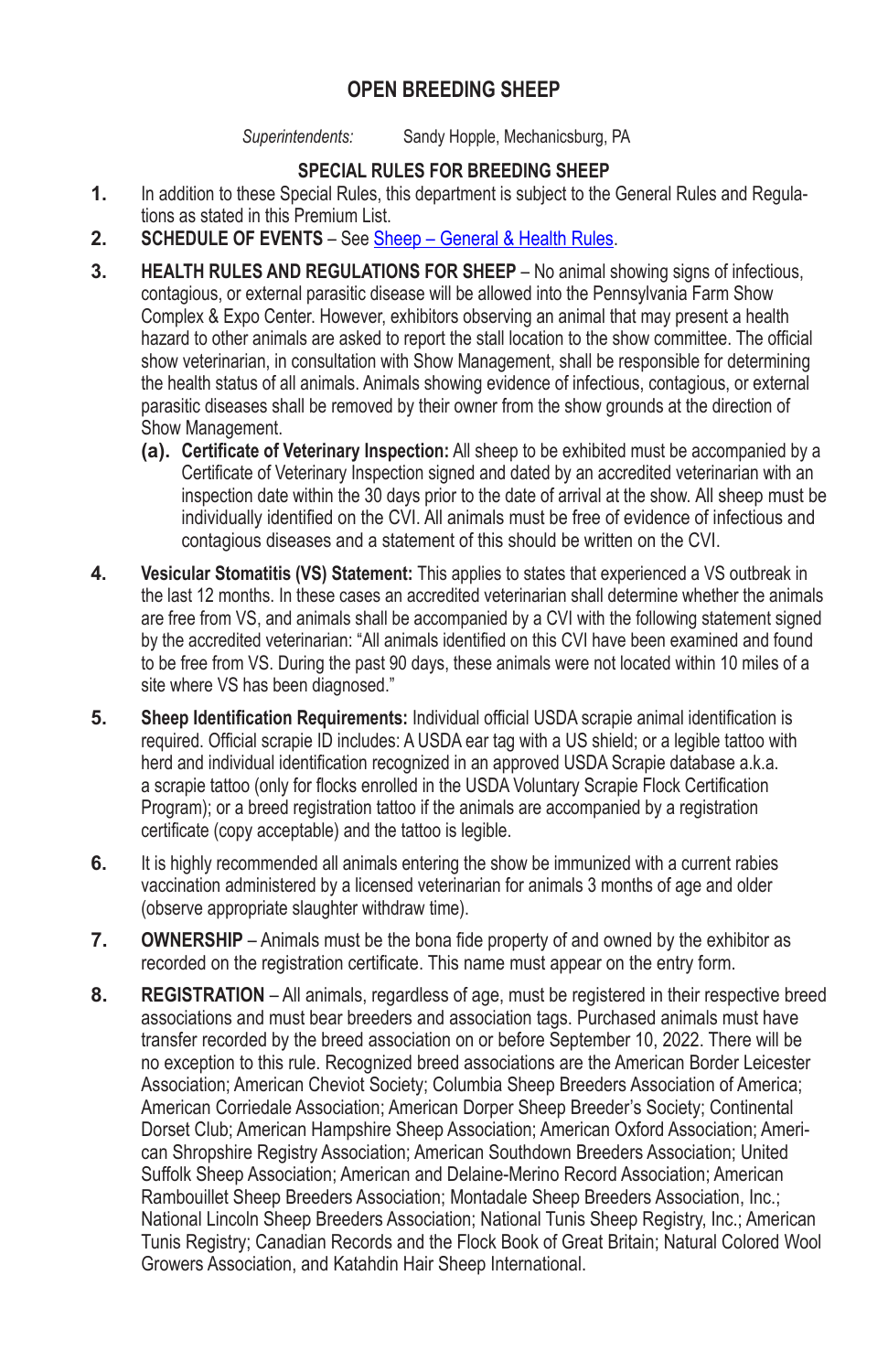# OPEN BREEDING SHEEP

*Superintendents:* Sandy Hopple, Mechanicsburg, PA

## SPECIAL RULES FOR BREEDING SHEEP

**1.** In addition to these Special Rules, this department is subject to the General Rules and Regulations as stated in this Premium List.

**2.** **SCHEDULE OF EVENTS** – See Sheep – General & Health Rules.

**3.** **HEALTH RULES AND REGULATIONS FOR SHEEP** – No animal showing signs of infectious, contagious, or external parasitic disease will be allowed into the Pennsylvania Farm Show Complex & Expo Center. However, exhibitors observing an animal that may present a health hazard to other animals are asked to report the stall location to the show committee. The official show veterinarian, in consultation with Show Management, shall be responsible for determining the health status of all animals. Animals showing evidence of infectious, contagious, or external parasitic diseases shall be removed by their owner from the show grounds at the direction of Show Management.

   **(a). Certificate of Veterinary Inspection:** All sheep to be exhibited must be accompanied by a Certificate of Veterinary Inspection signed and dated by an accredited veterinarian with an inspection date within the 30 days prior to the date of arrival at the show. All sheep must be individually identified on the CVI. All animals must be free of evidence of infectious and contagious diseases and a statement of this should be written on the CVI.

**4.** **Vesicular Stomatitis (VS) Statement:** This applies to states that experienced a VS outbreak in the last 12 months. In these cases an accredited veterinarian shall determine whether the animals are free from VS, and animals shall be accompanied by a CVI with the following statement signed by the accredited veterinarian: "All animals identified on this CVI have been examined and found to be free from VS. During the past 90 days, these animals were not located within 10 miles of a site where VS has been diagnosed."

**5.** **Sheep Identification Requirements:** Individual official USDA scrapie animal identification is required. Official scrapie ID includes: A USDA ear tag with a US shield; or a legible tattoo with herd and individual identification recognized in an approved USDA Scrapie database a.k.a. a scrapie tattoo (only for flocks enrolled in the USDA Voluntary Scrapie Flock Certification Program); or a breed registration tattoo if the animals are accompanied by a registration certificate (copy acceptable) and the tattoo is legible.

**6.** It is highly recommended all animals entering the show be immunized with a current rabies vaccination administered by a licensed veterinarian for animals 3 months of age and older (observe appropriate slaughter withdraw time).

**7.** **OWNERSHIP** – Animals must be the bona fide property of and owned by the exhibitor as recorded on the registration certificate. This name must appear on the entry form.

**8.** **REGISTRATION** – All animals, regardless of age, must be registered in their respective breed associations and must bear breeders and association tags. Purchased animals must have transfer recorded by the breed association on or before September 10, 2022. There will be no exception to this rule. Recognized breed associations are the American Border Leicester Association; American Cheviot Society; Columbia Sheep Breeders Association of America; American Corriedale Association; American Dorper Sheep Breeder's Society; Continental Dorset Club; American Hampshire Sheep Association; American Oxford Association; American Shropshire Registry Association; American Southdown Breeders Association; United Suffolk Sheep Association; American and Delaine-Merino Record Association; American Rambouillet Sheep Breeders Association; Montadale Sheep Breeders Association, Inc.; National Lincoln Sheep Breeders Association; National Tunis Sheep Registry, Inc.; American Tunis Registry; Canadian Records and the Flock Book of Great Britain; Natural Colored Wool Growers Association, and Katahdin Hair Sheep International.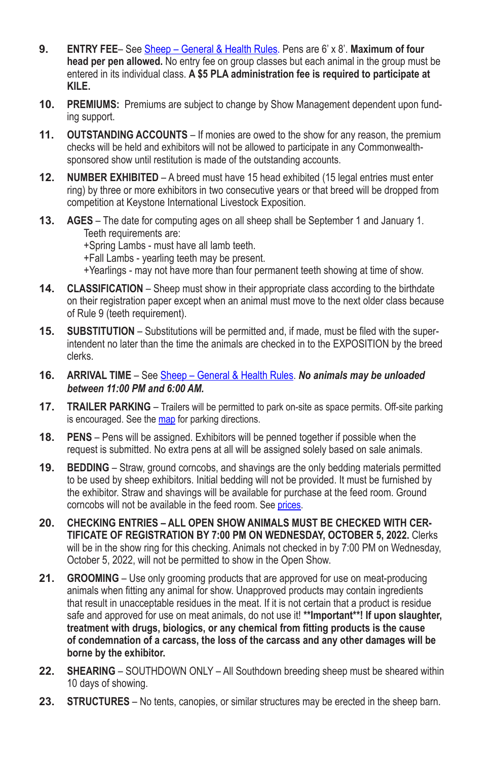9. **ENTRY FEE**– See Sheep – General & Health Rules. Pens are 6' x 8'. **Maximum of four head per pen allowed.** No entry fee on group classes but each animal in the group must be entered in its individual class. **A $5 PLA administration fee is required to participate at KILE.**

10. **PREMIUMS:** Premiums are subject to change by Show Management dependent upon funding support.

11. **OUTSTANDING ACCOUNTS** – If monies are owed to the show for any reason, the premium checks will be held and exhibitors will not be allowed to participate in any Commonwealth-sponsored show until restitution is made of the outstanding accounts.

12. **NUMBER EXHIBITED** – A breed must have 15 head exhibited (15 legal entries must enter ring) by three or more exhibitors in two consecutive years or that breed will be dropped from competition at Keystone International Livestock Exposition.

13. **AGES** – The date for computing ages on all sheep shall be September 1 and January 1.
    Teeth requirements are:
    +Spring Lambs - must have all lamb teeth.
    +Fall Lambs - yearling teeth may be present.
    +Yearlings - may not have more than four permanent teeth showing at time of show.

14. **CLASSIFICATION** – Sheep must show in their appropriate class according to the birthdate on their registration paper except when an animal must move to the next older class because of Rule 9 (teeth requirement).

15. **SUBSTITUTION** – Substitutions will be permitted and, if made, must be filed with the superintendent no later than the time the animals are checked in to the EXPOSITION by the breed clerks.

16. **ARRIVAL TIME** – See Sheep – General & Health Rules. ***No animals may be unloaded between 11:00 PM and 6:00 AM.***

17. **TRAILER PARKING** – Trailers will be permitted to park on-site as space permits. Off-site parking is encouraged. See the map for parking directions.

18. **PENS** – Pens will be assigned. Exhibitors will be penned together if possible when the request is submitted. No extra pens at all will be assigned solely based on sale animals.

19. **BEDDING** – Straw, ground corncobs, and shavings are the only bedding materials permitted to be used by sheep exhibitors. Initial bedding will not be provided. It must be furnished by the exhibitor. Straw and shavings will be available for purchase at the feed room. Ground corncobs will not be available in the feed room. See prices.

20. **CHECKING ENTRIES – ALL OPEN SHOW ANIMALS MUST BE CHECKED WITH CERTIFICATE OF REGISTRATION BY 7:00 PM ON WEDNESDAY, OCTOBER 5, 2022.** Clerks will be in the show ring for this checking. Animals not checked in by 7:00 PM on Wednesday, October 5, 2022, will not be permitted to show in the Open Show.

21. **GROOMING** – Use only grooming products that are approved for use on meat-producing animals when fitting any animal for show. Unapproved products may contain ingredients that result in unacceptable residues in the meat. If it is not certain that a product is residue safe and approved for use on meat animals, do not use it! **\*\*Important\*\*! If upon slaughter, treatment with drugs, biologics, or any chemical from fitting products is the cause of condemnation of a carcass, the loss of the carcass and any other damages will be borne by the exhibitor.**

22. **SHEARING** – SOUTHDOWN ONLY – All Southdown breeding sheep must be sheared within 10 days of showing.

23. **STRUCTURES** – No tents, canopies, or similar structures may be erected in the sheep barn.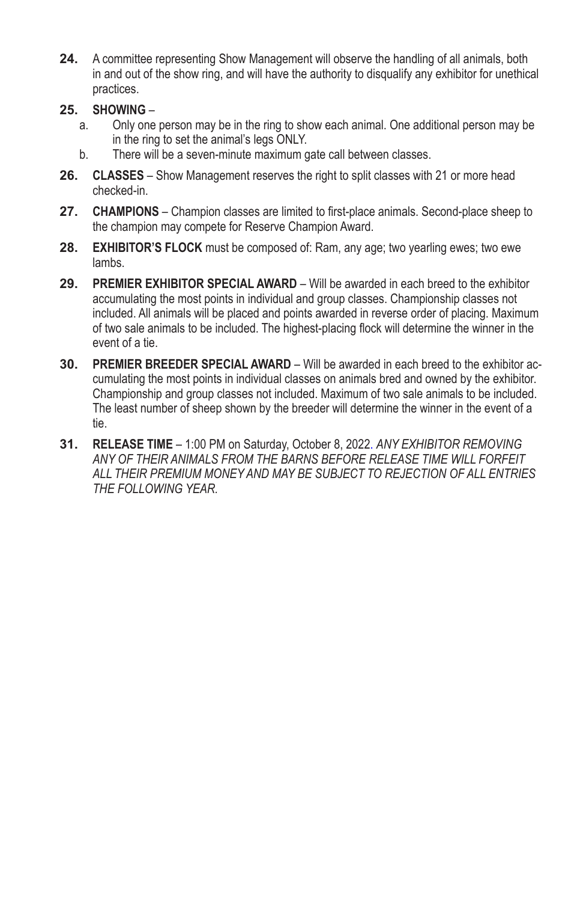**24.** A committee representing Show Management will observe the handling of all animals, both in and out of the show ring, and will have the authority to disqualify any exhibitor for unethical practices.

**25. SHOWING** –

a. Only one person may be in the ring to show each animal. One additional person may be in the ring to set the animal's legs ONLY.

b. There will be a seven-minute maximum gate call between classes.

**26. CLASSES** – Show Management reserves the right to split classes with 21 or more head checked-in.

**27. CHAMPIONS** – Champion classes are limited to first-place animals. Second-place sheep to the champion may compete for Reserve Champion Award.

**28. EXHIBITOR'S FLOCK** must be composed of: Ram, any age; two yearling ewes; two ewe lambs.

**29. PREMIER EXHIBITOR SPECIAL AWARD** – Will be awarded in each breed to the exhibitor accumulating the most points in individual and group classes. Championship classes not included. All animals will be placed and points awarded in reverse order of placing. Maximum of two sale animals to be included. The highest-placing flock will determine the winner in the event of a tie.

**30. PREMIER BREEDER SPECIAL AWARD** – Will be awarded in each breed to the exhibitor accumulating the most points in individual classes on animals bred and owned by the exhibitor. Championship and group classes not included. Maximum of two sale animals to be included. The least number of sheep shown by the breeder will determine the winner in the event of a tie.

**31. RELEASE TIME** – 1:00 PM on Saturday, October 8, 2022. *ANY EXHIBITOR REMOVING ANY OF THEIR ANIMALS FROM THE BARNS BEFORE RELEASE TIME WILL FORFEIT ALL THEIR PREMIUM MONEY AND MAY BE SUBJECT TO REJECTION OF ALL ENTRIES THE FOLLOWING YEAR.*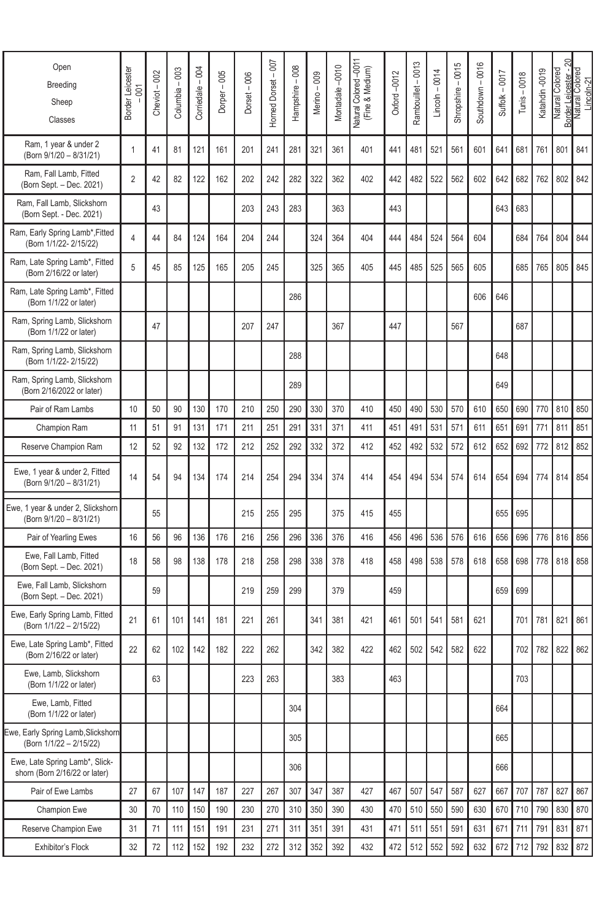| Open Breeding Sheep Classes | Border Leicester – 001 | Cheviot – 002 | Columbia – 003 | Corriedale – 004 | Dorper – 005 | Dorset – 006 | Horned Dorset – 007 | Hampshire – 008 | Merino – 009 | Montadale –0010 | Natural Colored –0011 (Fine & Medium) | Oxford –0012 | Rambouillet – 0013 | Lincoln – 0014 | Shropshire – 0015 | Southdown – 0016 | Suffolk – 0017 | Tunis – 0018 | Katahdin -0019 | Natural Colored Border Leicester - 20 | Natural Colored Lincoln-21 |
|---|---|---|---|---|---|---|---|---|---|---|---|---|---|---|---|---|---|---|---|---|---|
| Ram, 1 year & under 2 (Born 9/1/20 – 8/31/21) | 1 | 41 | 81 | 121 | 161 | 201 | 241 | 281 | 321 | 361 | 401 | 441 | 481 | 521 | 561 | 601 | 641 | 681 | 761 | 801 | 841 |
| Ram, Fall Lamb, Fitted (Born Sept. – Dec. 2021) | 2 | 42 | 82 | 122 | 162 | 202 | 242 | 282 | 322 | 362 | 402 | 442 | 482 | 522 | 562 | 602 | 642 | 682 | 762 | 802 | 842 |
| Ram, Fall Lamb, Slickshorn (Born Sept. - Dec. 2021) | | 43 | | | | 203 | 243 | 283 | | 363 | | 443 | | | | | 643 | 683 | | | |
| Ram, Early Spring Lamb*,Fitted (Born 1/1/22- 2/15/22) | 4 | 44 | 84 | 124 | 164 | 204 | 244 | | 324 | 364 | 404 | 444 | 484 | 524 | 564 | 604 | | 684 | 764 | 804 | 844 |
| Ram, Late Spring Lamb*, Fitted (Born 2/16/22 or later) | 5 | 45 | 85 | 125 | 165 | 205 | 245 | | 325 | 365 | 405 | 445 | 485 | 525 | 565 | 605 | | 685 | 765 | 805 | 845 |
| Ram, Late Spring Lamb*, Fitted (Born 1/1/22 or later) | | | | | | | | 286 | | | | | | | | 606 | 646 | | | | |
| Ram, Spring Lamb, Slickshorn (Born 1/1/22 or later) | | 47 | | | | 207 | 247 | | | 367 | | 447 | | | 567 | | | 687 | | | |
| Ram, Spring Lamb, Slickshorn (Born 1/1/22- 2/15/22) | | | | | | | | 288 | | | | | | | | | 648 | | | | |
| Ram, Spring Lamb, Slickshorn (Born 2/16/2022 or later) | | | | | | | | 289 | | | | | | | | | 649 | | | | |
| Pair of Ram Lambs | 10 | 50 | 90 | 130 | 170 | 210 | 250 | 290 | 330 | 370 | 410 | 450 | 490 | 530 | 570 | 610 | 650 | 690 | 770 | 810 | 850 |
| Champion Ram | 11 | 51 | 91 | 131 | 171 | 211 | 251 | 291 | 331 | 371 | 411 | 451 | 491 | 531 | 571 | 611 | 651 | 691 | 771 | 811 | 851 |
| Reserve Champion Ram | 12 | 52 | 92 | 132 | 172 | 212 | 252 | 292 | 332 | 372 | 412 | 452 | 492 | 532 | 572 | 612 | 652 | 692 | 772 | 812 | 852 |
| Ewe, 1 year & under 2, Fitted (Born 9/1/20 – 8/31/21) | 14 | 54 | 94 | 134 | 174 | 214 | 254 | 294 | 334 | 374 | 414 | 454 | 494 | 534 | 574 | 614 | 654 | 694 | 774 | 814 | 854 |
| Ewe, 1 year & under 2, Slickshorn (Born 9/1/20 – 8/31/21) | | 55 | | | | 215 | 255 | 295 | | 375 | 415 | 455 | | | | | 655 | 695 | | | |
| Pair of Yearling Ewes | 16 | 56 | 96 | 136 | 176 | 216 | 256 | 296 | 336 | 376 | 416 | 456 | 496 | 536 | 576 | 616 | 656 | 696 | 776 | 816 | 856 |
| Ewe, Fall Lamb, Fitted (Born Sept. – Dec. 2021) | 18 | 58 | 98 | 138 | 178 | 218 | 258 | 298 | 338 | 378 | 418 | 458 | 498 | 538 | 578 | 618 | 658 | 698 | 778 | 818 | 858 |
| Ewe, Fall Lamb, Slickshorn (Born Sept. – Dec. 2021) | | 59 | | | | 219 | 259 | 299 | | 379 | | 459 | | | | | 659 | 699 | | | |
| Ewe, Early Spring Lamb, Fitted (Born 1/1/22 – 2/15/22) | 21 | 61 | 101 | 141 | 181 | 221 | 261 | | 341 | 381 | 421 | 461 | 501 | 541 | 581 | 621 | | 701 | 781 | 821 | 861 |
| Ewe, Late Spring Lamb*, Fitted (Born 2/16/22 or later) | 22 | 62 | 102 | 142 | 182 | 222 | 262 | | 342 | 382 | 422 | 462 | 502 | 542 | 582 | 622 | | 702 | 782 | 822 | 862 |
| Ewe, Lamb, Slickshorn (Born 1/1/22 or later) | | 63 | | | | 223 | 263 | | | 383 | | 463 | | | | | | 703 | | | |
| Ewe, Lamb, Fitted (Born 1/1/22 or later) | | | | | | | | 304 | | | | | | | | | 664 | | | | |
| Ewe, Early Spring Lamb,Slickshorn (Born 1/1/22 – 2/15/22) | | | | | | | | 305 | | | | | | | | | 665 | | | | |
| Ewe, Late Spring Lamb*, Slickshorn (Born 2/16/22 or later) | | | | | | | | 306 | | | | | | | | | 666 | | | | |
| Pair of Ewe Lambs | 27 | 67 | 107 | 147 | 187 | 227 | 267 | 307 | 347 | 387 | 427 | 467 | 507 | 547 | 587 | 627 | 667 | 707 | 787 | 827 | 867 |
| Champion Ewe | 30 | 70 | 110 | 150 | 190 | 230 | 270 | 310 | 350 | 390 | 430 | 470 | 510 | 550 | 590 | 630 | 670 | 710 | 790 | 830 | 870 |
| Reserve Champion Ewe | 31 | 71 | 111 | 151 | 191 | 231 | 271 | 311 | 351 | 391 | 431 | 471 | 511 | 551 | 591 | 631 | 671 | 711 | 791 | 831 | 871 |
| Exhibitor's Flock | 32 | 72 | 112 | 152 | 192 | 232 | 272 | 312 | 352 | 392 | 432 | 472 | 512 | 552 | 592 | 632 | 672 | 712 | 792 | 832 | 872 |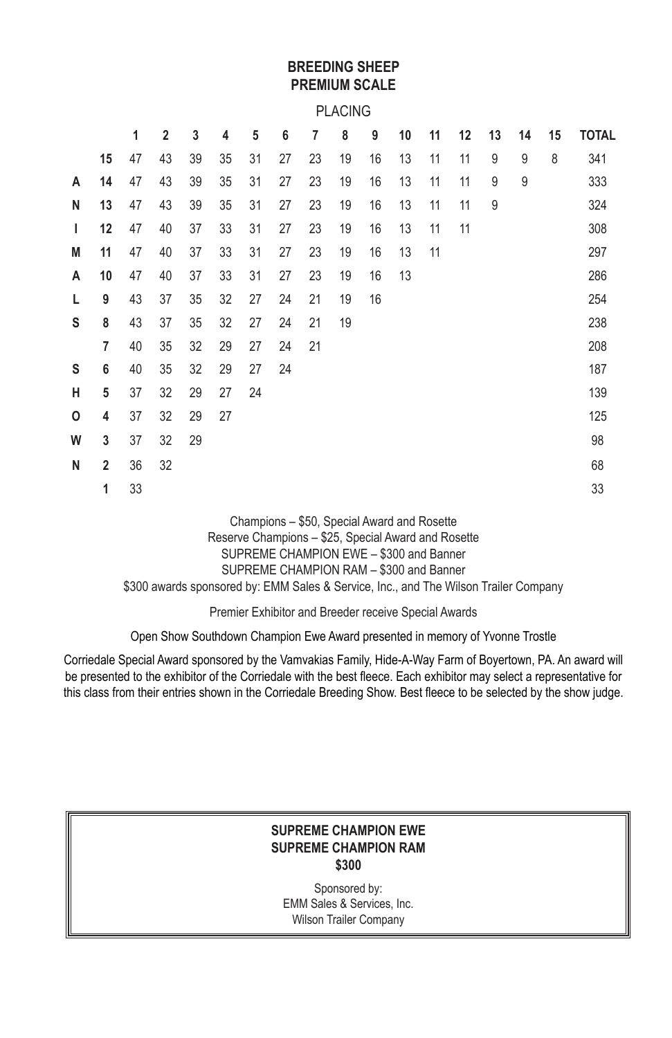## BREEDING SHEEP
## PREMIUM SCALE

PLACING

| | | 1 | 2 | 3 | 4 | 5 | 6 | 7 | 8 | 9 | 10 | 11 | 12 | 13 | 14 | 15 | TOTAL |
|---|---|---|---|---|---|---|---|---|---|---|---|---|---|---|---|---|---|
| | 15 | 47 | 43 | 39 | 35 | 31 | 27 | 23 | 19 | 16 | 13 | 11 | 11 | 9 | 9 | 8 | 341 |
| A | 14 | 47 | 43 | 39 | 35 | 31 | 27 | 23 | 19 | 16 | 13 | 11 | 11 | 9 | 9 | | 333 |
| N | 13 | 47 | 43 | 39 | 35 | 31 | 27 | 23 | 19 | 16 | 13 | 11 | 11 | 9 | | | 324 |
| I | 12 | 47 | 40 | 37 | 33 | 31 | 27 | 23 | 19 | 16 | 13 | 11 | 11 | | | | 308 |
| M | 11 | 47 | 40 | 37 | 33 | 31 | 27 | 23 | 19 | 16 | 13 | 11 | | | | | 297 |
| A | 10 | 47 | 40 | 37 | 33 | 31 | 27 | 23 | 19 | 16 | 13 | | | | | | 286 |
| L | 9 | 43 | 37 | 35 | 32 | 27 | 24 | 21 | 19 | 16 | | | | | | | 254 |
| S | 8 | 43 | 37 | 35 | 32 | 27 | 24 | 21 | 19 | | | | | | | | 238 |
| | 7 | 40 | 35 | 32 | 29 | 27 | 24 | 21 | | | | | | | | | 208 |
| S | 6 | 40 | 35 | 32 | 29 | 27 | 24 | | | | | | | | | | 187 |
| H | 5 | 37 | 32 | 29 | 27 | 24 | | | | | | | | | | | 139 |
| O | 4 | 37 | 32 | 29 | 27 | | | | | | | | | | | | 125 |
| W | 3 | 37 | 32 | 29 | | | | | | | | | | | | | 98 |
| N | 2 | 36 | 32 | | | | | | | | | | | | | | 68 |
| | 1 | 33 | | | | | | | | | | | | | | | 33 |

Champions – $50, Special Award and Rosette
Reserve Champions – $25, Special Award and Rosette
SUPREME CHAMPION EWE – $300 and Banner
SUPREME CHAMPION RAM – $300 and Banner
$300 awards sponsored by: EMM Sales & Service, Inc., and The Wilson Trailer Company

Premier Exhibitor and Breeder receive Special Awards

Open Show Southdown Champion Ewe Award presented in memory of Yvonne Trostle

Corriedale Special Award sponsored by the Vamvakias Family, Hide-A-Way Farm of Boyertown, PA. An award will be presented to the exhibitor of the Corriedale with the best fleece. Each exhibitor may select a representative for this class from their entries shown in the Corriedale Breeding Show. Best fleece to be selected by the show judge.

**SUPREME CHAMPION EWE**
**SUPREME CHAMPION RAM**
**$300**

Sponsored by:
EMM Sales & Services, Inc.
Wilson Trailer Company